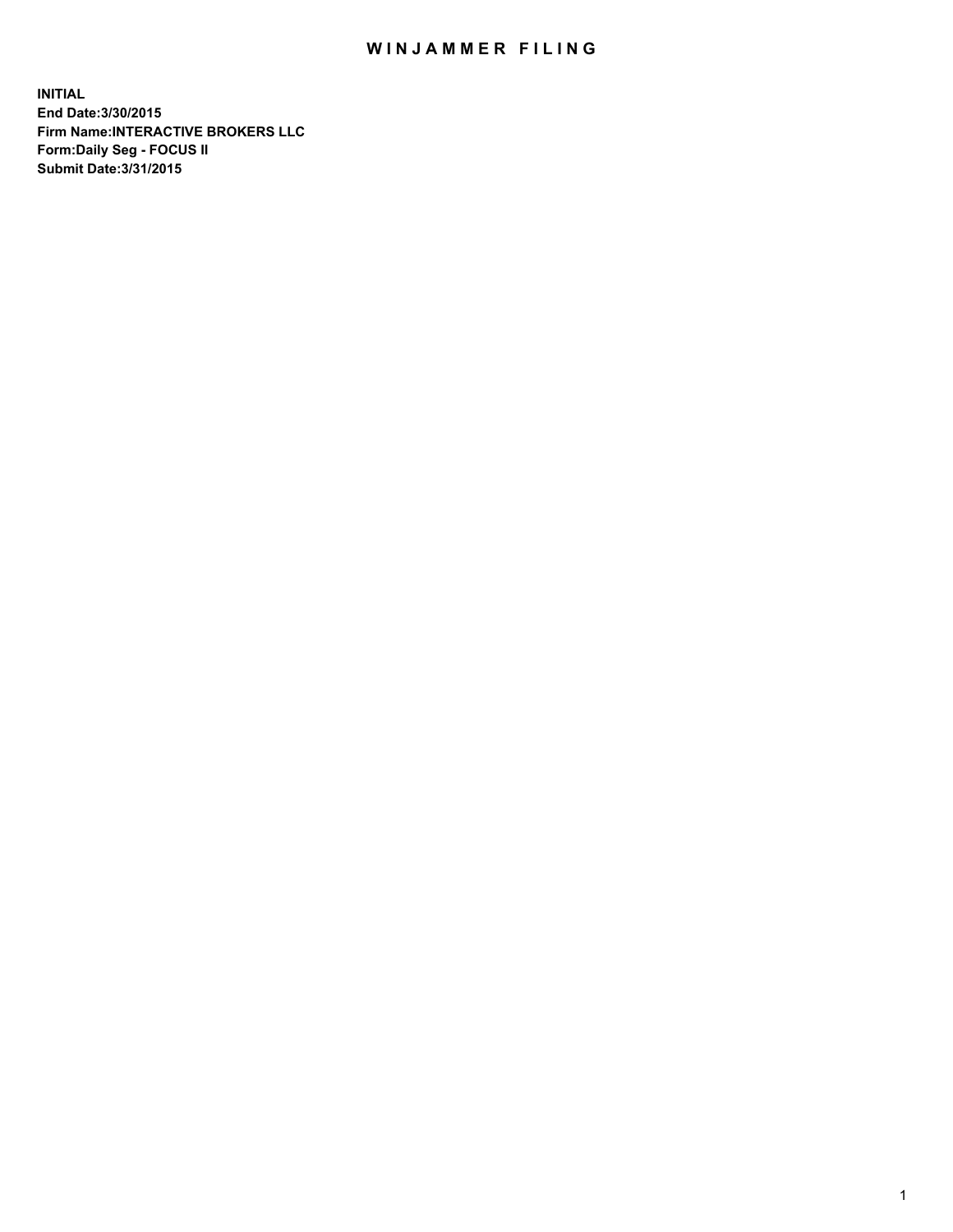# WINJAMMER FILING

**INITIAL**
**End Date:3/30/2015**
**Firm Name:INTERACTIVE BROKERS LLC**
**Form:Daily Seg - FOCUS II**
**Submit Date:3/31/2015**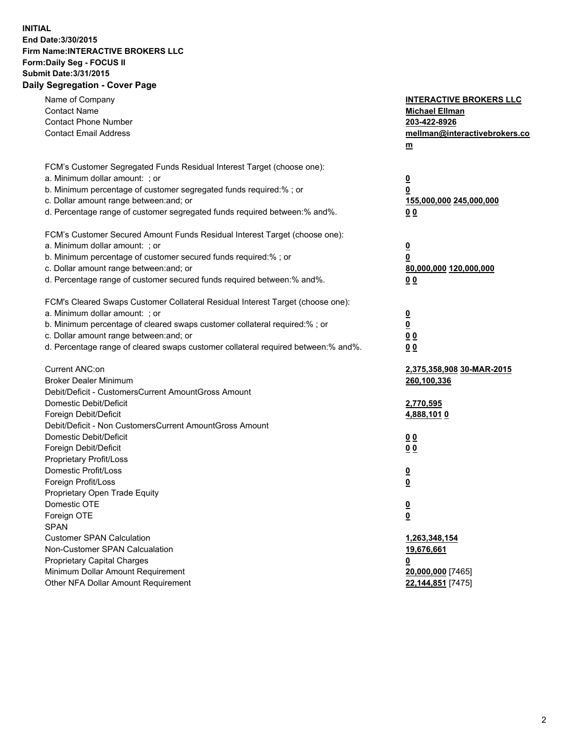**INITIAL**
**End Date:3/30/2015**
**Firm Name:INTERACTIVE BROKERS LLC**
**Form:Daily Seg - FOCUS II**
**Submit Date:3/31/2015**
**Daily Segregation - Cover Page**

| | |
|---|---|
| Name of Company | **INTERACTIVE BROKERS LLC** |
| Contact Name | **Michael Ellman** |
| Contact Phone Number | **203-422-8926** |
| Contact Email Address | **mellman@interactivebrokers.com** |
| FCM's Customer Segregated Funds Residual Interest Target (choose one): | |
| a. Minimum dollar amount: ; or | **0** |
| b. Minimum percentage of customer segregated funds required:% ; or | **0** |
| c. Dollar amount range between:and; or | **155,000,000 245,000,000** |
| d. Percentage range of customer segregated funds required between:% and%. | **0 0** |
| FCM's Customer Secured Amount Funds Residual Interest Target (choose one): | |
| a. Minimum dollar amount: ; or | **0** |
| b. Minimum percentage of customer secured funds required:% ; or | **0** |
| c. Dollar amount range between:and; or | **80,000,000 120,000,000** |
| d. Percentage range of customer secured funds required between:% and%. | **0 0** |
| FCM's Cleared Swaps Customer Collateral Residual Interest Target (choose one): | |
| a. Minimum dollar amount: ; or | **0** |
| b. Minimum percentage of cleared swaps customer collateral required:% ; or | **0** |
| c. Dollar amount range between:and; or | **0 0** |
| d. Percentage range of cleared swaps customer collateral required between:% and%. | **0 0** |
| Current ANC:on | **2,375,358,908 30-MAR-2015** |
| Broker Dealer Minimum | **260,100,336** |
| Debit/Deficit - CustomersCurrent AmountGross Amount | |
| Domestic Debit/Deficit | **2,770,595** |
| Foreign Debit/Deficit | **4,888,101 0** |
| Debit/Deficit - Non CustomersCurrent AmountGross Amount | |
| Domestic Debit/Deficit | **0 0** |
| Foreign Debit/Deficit | **0 0** |
| Proprietary Profit/Loss | |
| Domestic Profit/Loss | **0** |
| Foreign Profit/Loss | **0** |
| Proprietary Open Trade Equity | |
| Domestic OTE | **0** |
| Foreign OTE | **0** |
| SPAN | |
| Customer SPAN Calculation | **1,263,348,154** |
| Non-Customer SPAN Calcualation | **19,676,661** |
| Proprietary Capital Charges | **0** |
| Minimum Dollar Amount Requirement | **20,000,000** [7465] |
| Other NFA Dollar Amount Requirement | **22,144,851** [7475] |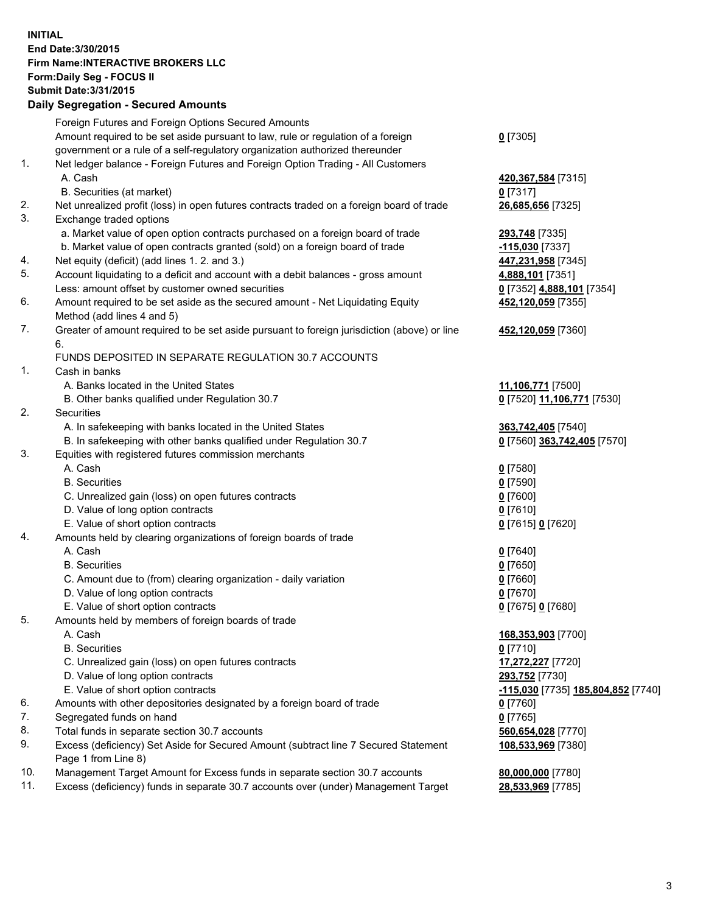**INITIAL**
**End Date:3/30/2015**
**Firm Name:INTERACTIVE BROKERS LLC**
**Form:Daily Seg - FOCUS II**
**Submit Date:3/31/2015**

## Daily Segregation - Secured Amounts

| | | |
|---|---|---|
| | Foreign Futures and Foreign Options Secured Amounts | |
| | Amount required to be set aside pursuant to law, rule or regulation of a foreign government or a rule of a self-regulatory organization authorized thereunder | **0** [7305] |
| 1. | Net ledger balance - Foreign Futures and Foreign Option Trading - All Customers | |
| | A. Cash | **420,367,584** [7315] |
| | B. Securities (at market) | **0** [7317] |
| 2. | Net unrealized profit (loss) in open futures contracts traded on a foreign board of trade | **26,685,656** [7325] |
| 3. | Exchange traded options | |
| | a. Market value of open option contracts purchased on a foreign board of trade | **293,748** [7335] |
| | b. Market value of open contracts granted (sold) on a foreign board of trade | **-115,030** [7337] |
| 4. | Net equity (deficit) (add lines 1. 2. and 3.) | **447,231,958** [7345] |
| 5. | Account liquidating to a deficit and account with a debit balances - gross amount | **4,888,101** [7351] |
| | Less: amount offset by customer owned securities | **0** [7352] **4,888,101** [7354] |
| 6. | Amount required to be set aside as the secured amount - Net Liquidating Equity Method (add lines 4 and 5) | **452,120,059** [7355] |
| 7. | Greater of amount required to be set aside pursuant to foreign jurisdiction (above) or line 6. | **452,120,059** [7360] |
| | FUNDS DEPOSITED IN SEPARATE REGULATION 30.7 ACCOUNTS | |
| 1. | Cash in banks | |
| | A. Banks located in the United States | **11,106,771** [7500] |
| | B. Other banks qualified under Regulation 30.7 | **0** [7520] **11,106,771** [7530] |
| 2. | Securities | |
| | A. In safekeeping with banks located in the United States | **363,742,405** [7540] |
| | B. In safekeeping with other banks qualified under Regulation 30.7 | **0** [7560] **363,742,405** [7570] |
| 3. | Equities with registered futures commission merchants | |
| | A. Cash | **0** [7580] |
| | B. Securities | **0** [7590] |
| | C. Unrealized gain (loss) on open futures contracts | **0** [7600] |
| | D. Value of long option contracts | **0** [7610] |
| | E. Value of short option contracts | **0** [7615] **0** [7620] |
| 4. | Amounts held by clearing organizations of foreign boards of trade | |
| | A. Cash | **0** [7640] |
| | B. Securities | **0** [7650] |
| | C. Amount due to (from) clearing organization - daily variation | **0** [7660] |
| | D. Value of long option contracts | **0** [7670] |
| | E. Value of short option contracts | **0** [7675] **0** [7680] |
| 5. | Amounts held by members of foreign boards of trade | |
| | A. Cash | **168,353,903** [7700] |
| | B. Securities | **0** [7710] |
| | C. Unrealized gain (loss) on open futures contracts | **17,272,227** [7720] |
| | D. Value of long option contracts | **293,752** [7730] |
| | E. Value of short option contracts | **-115,030** [7735] **185,804,852** [7740] |
| 6. | Amounts with other depositories designated by a foreign board of trade | **0** [7760] |
| 7. | Segregated funds on hand | **0** [7765] |
| 8. | Total funds in separate section 30.7 accounts | **560,654,028** [7770] |
| 9. | Excess (deficiency) Set Aside for Secured Amount (subtract line 7 Secured Statement Page 1 from Line 8) | **108,533,969** [7380] |
| 10. | Management Target Amount for Excess funds in separate section 30.7 accounts | **80,000,000** [7780] |
| 11. | Excess (deficiency) funds in separate 30.7 accounts over (under) Management Target | **28,533,969** [7785] |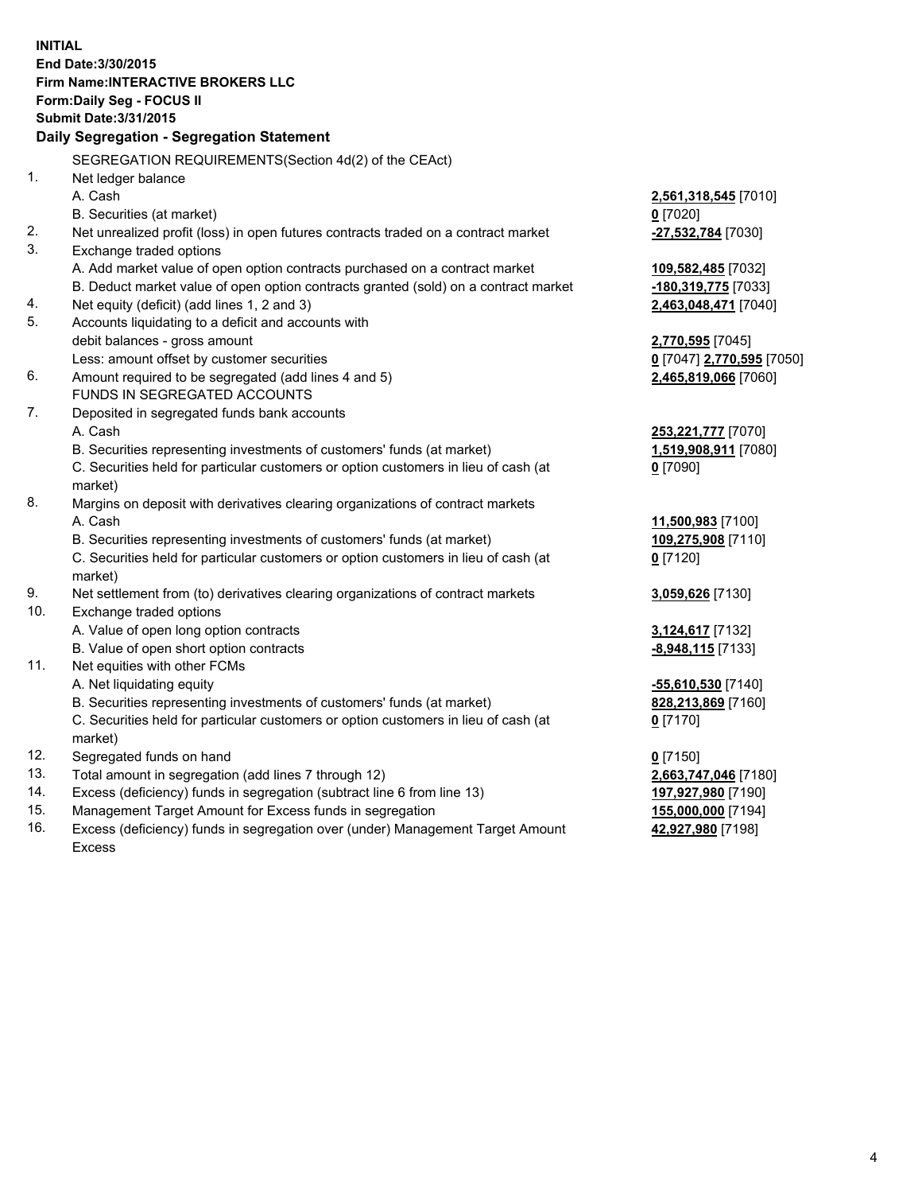**INITIAL**
**End Date:3/30/2015**
**Firm Name:INTERACTIVE BROKERS LLC**
**Form:Daily Seg - FOCUS II**
**Submit Date:3/31/2015**

## Daily Segregation - Segregation Statement

| | | |
|---|---|---|
| | SEGREGATION REQUIREMENTS(Section 4d(2) of the CEAct) | |
| 1. | Net ledger balance | |
| | A. Cash | **2,561,318,545** [7010] |
| | B. Securities (at market) | **0** [7020] |
| 2. | Net unrealized profit (loss) in open futures contracts traded on a contract market | **-27,532,784** [7030] |
| 3. | Exchange traded options | |
| | A. Add market value of open option contracts purchased on a contract market | **109,582,485** [7032] |
| | B. Deduct market value of open option contracts granted (sold) on a contract market | **-180,319,775** [7033] |
| 4. | Net equity (deficit) (add lines 1, 2 and 3) | **2,463,048,471** [7040] |
| 5. | Accounts liquidating to a deficit and accounts with debit balances - gross amount | **2,770,595** [7045] |
| | Less: amount offset by customer securities | **0** [7047] **2,770,595** [7050] |
| 6. | Amount required to be segregated (add lines 4 and 5) | **2,465,819,066** [7060] |
| | FUNDS IN SEGREGATED ACCOUNTS | |
| 7. | Deposited in segregated funds bank accounts | |
| | A. Cash | **253,221,777** [7070] |
| | B. Securities representing investments of customers' funds (at market) | **1,519,908,911** [7080] |
| | C. Securities held for particular customers or option customers in lieu of cash (at market) | **0** [7090] |
| 8. | Margins on deposit with derivatives clearing organizations of contract markets | |
| | A. Cash | **11,500,983** [7100] |
| | B. Securities representing investments of customers' funds (at market) | **109,275,908** [7110] |
| | C. Securities held for particular customers or option customers in lieu of cash (at market) | **0** [7120] |
| 9. | Net settlement from (to) derivatives clearing organizations of contract markets | **3,059,626** [7130] |
| 10. | Exchange traded options | |
| | A. Value of open long option contracts | **3,124,617** [7132] |
| | B. Value of open short option contracts | **-8,948,115** [7133] |
| 11. | Net equities with other FCMs | |
| | A. Net liquidating equity | **-55,610,530** [7140] |
| | B. Securities representing investments of customers' funds (at market) | **828,213,869** [7160] |
| | C. Securities held for particular customers or option customers in lieu of cash (at market) | **0** [7170] |
| 12. | Segregated funds on hand | **0** [7150] |
| 13. | Total amount in segregation (add lines 7 through 12) | **2,663,747,046** [7180] |
| 14. | Excess (deficiency) funds in segregation (subtract line 6 from line 13) | **197,927,980** [7190] |
| 15. | Management Target Amount for Excess funds in segregation | **155,000,000** [7194] |
| 16. | Excess (deficiency) funds in segregation over (under) Management Target Amount Excess | **42,927,980** [7198] |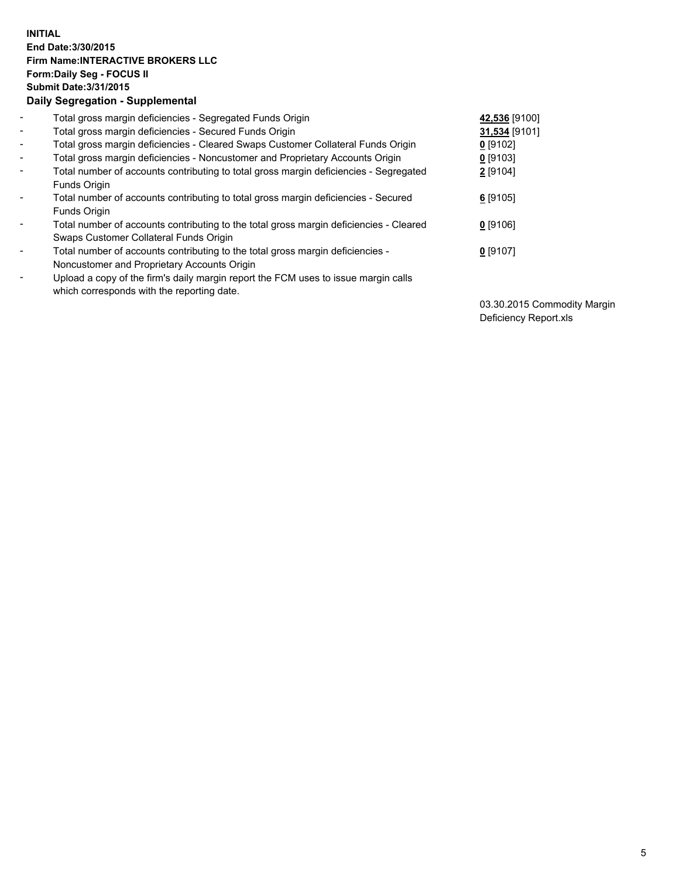**INITIAL**
**End Date:3/30/2015**
**Firm Name:INTERACTIVE BROKERS LLC**
**Form:Daily Seg - FOCUS II**
**Submit Date:3/31/2015**

**Daily Segregation - Supplemental**

| | | |
|---|---|---|
| - | Total gross margin deficiencies - Segregated Funds Origin | **42,536** [9100] |
| - | Total gross margin deficiencies - Secured Funds Origin | **31,534** [9101] |
| - | Total gross margin deficiencies - Cleared Swaps Customer Collateral Funds Origin | **0** [9102] |
| - | Total gross margin deficiencies - Noncustomer and Proprietary Accounts Origin | **0** [9103] |
| - | Total number of accounts contributing to total gross margin deficiencies - Segregated Funds Origin | **2** [9104] |
| - | Total number of accounts contributing to total gross margin deficiencies - Secured Funds Origin | **6** [9105] |
| - | Total number of accounts contributing to the total gross margin deficiencies - Cleared Swaps Customer Collateral Funds Origin | **0** [9106] |
| - | Total number of accounts contributing to the total gross margin deficiencies - Noncustomer and Proprietary Accounts Origin | **0** [9107] |
| - | Upload a copy of the firm's daily margin report the FCM uses to issue margin calls which corresponds with the reporting date. | 03.30.2015 Commodity Margin Deficiency Report.xls |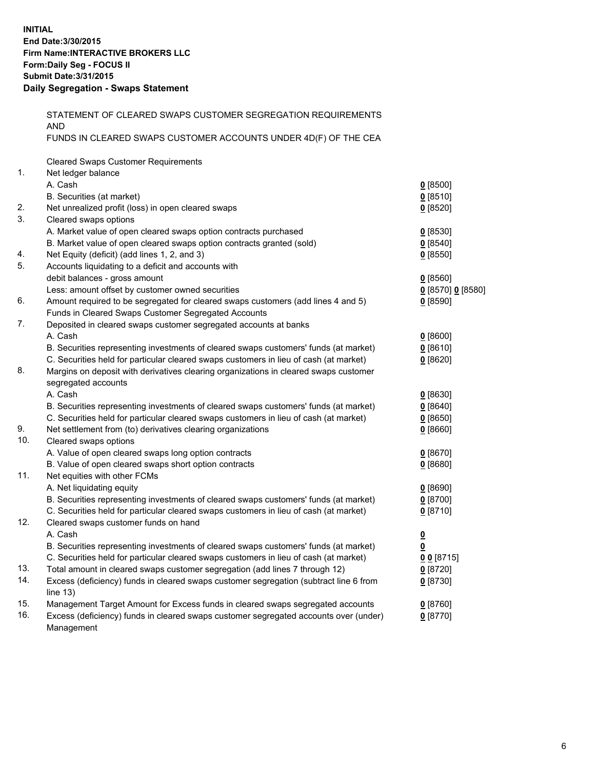**INITIAL**
**End Date:3/30/2015**
**Firm Name:INTERACTIVE BROKERS LLC**
**Form:Daily Seg - FOCUS II**
**Submit Date:3/31/2015**
**Daily Segregation - Swaps Statement**

STATEMENT OF CLEARED SWAPS CUSTOMER SEGREGATION REQUIREMENTS
AND
FUNDS IN CLEARED SWAPS CUSTOMER ACCOUNTS UNDER 4D(F) OF THE CEA

| | | |
|---|---|---|
| | Cleared Swaps Customer Requirements | |
| 1. | Net ledger balance | |
| | A. Cash | 0 [8500] |
| | B. Securities (at market) | 0 [8510] |
| 2. | Net unrealized profit (loss) in open cleared swaps | 0 [8520] |
| 3. | Cleared swaps options | |
| | A. Market value of open cleared swaps option contracts purchased | 0 [8530] |
| | B. Market value of open cleared swaps option contracts granted (sold) | 0 [8540] |
| 4. | Net Equity (deficit) (add lines 1, 2, and 3) | 0 [8550] |
| 5. | Accounts liquidating to a deficit and accounts with | |
| | debit balances - gross amount | 0 [8560] |
| | Less: amount offset by customer owned securities | 0 [8570] 0 [8580] |
| 6. | Amount required to be segregated for cleared swaps customers (add lines 4 and 5) | 0 [8590] |
| | Funds in Cleared Swaps Customer Segregated Accounts | |
| 7. | Deposited in cleared swaps customer segregated accounts at banks | |
| | A. Cash | 0 [8600] |
| | B. Securities representing investments of cleared swaps customers' funds (at market) | 0 [8610] |
| | C. Securities held for particular cleared swaps customers in lieu of cash (at market) | 0 [8620] |
| 8. | Margins on deposit with derivatives clearing organizations in cleared swaps customer segregated accounts | |
| | A. Cash | 0 [8630] |
| | B. Securities representing investments of cleared swaps customers' funds (at market) | 0 [8640] |
| | C. Securities held for particular cleared swaps customers in lieu of cash (at market) | 0 [8650] |
| 9. | Net settlement from (to) derivatives clearing organizations | 0 [8660] |
| 10. | Cleared swaps options | |
| | A. Value of open cleared swaps long option contracts | 0 [8670] |
| | B. Value of open cleared swaps short option contracts | 0 [8680] |
| 11. | Net equities with other FCMs | |
| | A. Net liquidating equity | 0 [8690] |
| | B. Securities representing investments of cleared swaps customers' funds (at market) | 0 [8700] |
| | C. Securities held for particular cleared swaps customers in lieu of cash (at market) | 0 [8710] |
| 12. | Cleared swaps customer funds on hand | |
| | A. Cash | 0 |
| | B. Securities representing investments of cleared swaps customers' funds (at market) | 0 |
| | C. Securities held for particular cleared swaps customers in lieu of cash (at market) | 0 0 [8715] |
| 13. | Total amount in cleared swaps customer segregation (add lines 7 through 12) | 0 [8720] |
| 14. | Excess (deficiency) funds in cleared swaps customer segregation (subtract line 6 from line 13) | 0 [8730] |
| 15. | Management Target Amount for Excess funds in cleared swaps segregated accounts | 0 [8760] |
| 16. | Excess (deficiency) funds in cleared swaps customer segregated accounts over (under) Management | 0 [8770] |